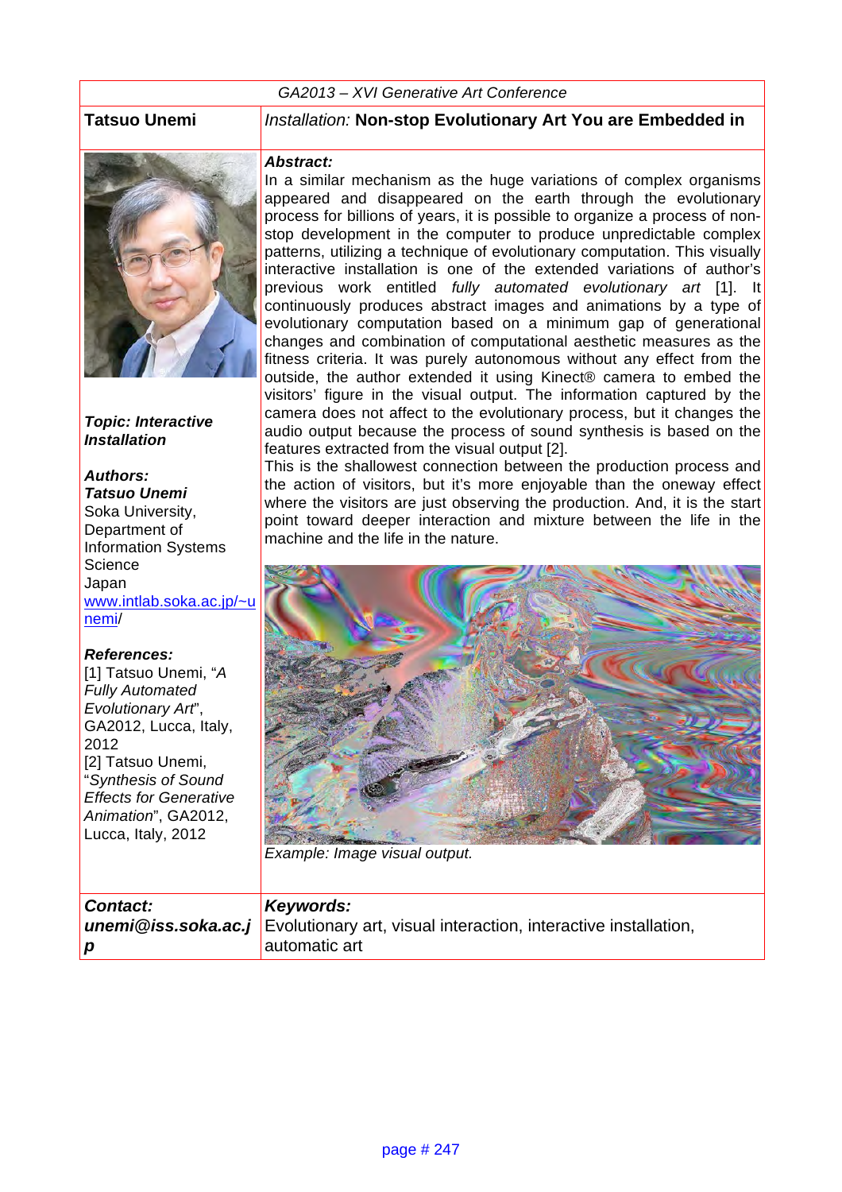GA2013 – XVI Generative Art Conference

**Tatsuo Unemi**

*Installation:* **Non-stop Evolutionary Art You are Embedded in**

***Topic: Interactive Installation***

***Authors:***
***Tatsuo Unemi***
Soka University,
Department of Information Systems Science
Japan
www.intlab.soka.ac.jp/~unemi/

***References:***
[1] Tatsuo Unemi, "*A Fully Automated Evolutionary Art*", GA2012, Lucca, Italy, 2012
[2] Tatsuo Unemi, "*Synthesis of Sound Effects for Generative Animation*", GA2012, Lucca, Italy, 2012

***Abstract:***

In a similar mechanism as the huge variations of complex organisms appeared and disappeared on the earth through the evolutionary process for billions of years, it is possible to organize a process of non-stop development in the computer to produce unpredictable complex patterns, utilizing a technique of evolutionary computation. This visually interactive installation is one of the extended variations of author's previous work entitled *fully automated evolutionary art* [1]. It continuously produces abstract images and animations by a type of evolutionary computation based on a minimum gap of generational changes and combination of computational aesthetic measures as the fitness criteria. It was purely autonomous without any effect from the outside, the author extended it using Kinect® camera to embed the visitors' figure in the visual output. The information captured by the camera does not affect to the evolutionary process, but it changes the audio output because the process of sound synthesis is based on the features extracted from the visual output [2].

This is the shallowest connection between the production process and the action of visitors, but it's more enjoyable than the oneway effect where the visitors are just observing the production. And, it is the start point toward deeper interaction and mixture between the life in the machine and the life in the nature.

*Example: Image visual output.*

***Contact:***
***unemi@iss.soka.ac.jp***

***Keywords:***
Evolutionary art, visual interaction, interactive installation, automatic art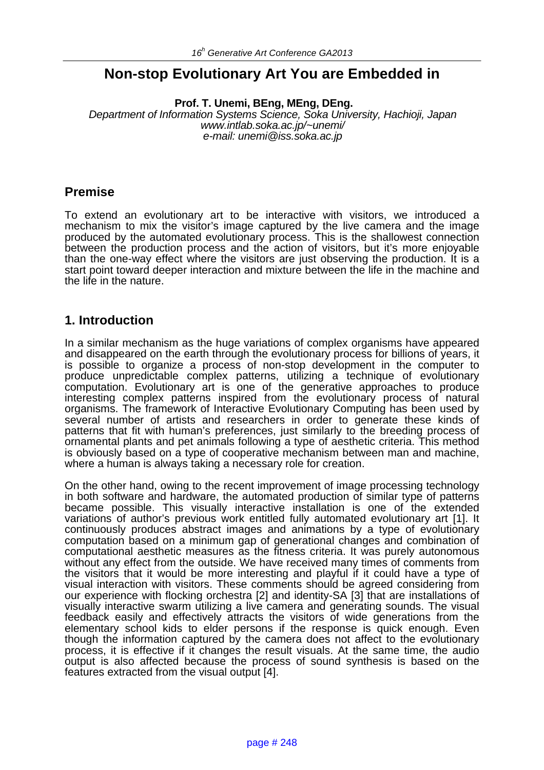# Non-stop Evolutionary Art You are Embedded in

**Prof. T. Unemi, BEng, MEng, DEng.**

*Department of Information Systems Science, Soka University, Hachioji, Japan*
*www.intlab.soka.ac.jp/~unemi/*
*e-mail: unemi@iss.soka.ac.jp*

## Premise

To extend an evolutionary art to be interactive with visitors, we introduced a mechanism to mix the visitor's image captured by the live camera and the image produced by the automated evolutionary process. This is the shallowest connection between the production process and the action of visitors, but it's more enjoyable than the one-way effect where the visitors are just observing the production. It is a start point toward deeper interaction and mixture between the life in the machine and the life in the nature.

## 1. Introduction

In a similar mechanism as the huge variations of complex organisms have appeared and disappeared on the earth through the evolutionary process for billions of years, it is possible to organize a process of non-stop development in the computer to produce unpredictable complex patterns, utilizing a technique of evolutionary computation. Evolutionary art is one of the generative approaches to produce interesting complex patterns inspired from the evolutionary process of natural organisms. The framework of Interactive Evolutionary Computing has been used by several number of artists and researchers in order to generate these kinds of patterns that fit with human's preferences, just similarly to the breeding process of ornamental plants and pet animals following a type of aesthetic criteria. This method is obviously based on a type of cooperative mechanism between man and machine, where a human is always taking a necessary role for creation.

On the other hand, owing to the recent improvement of image processing technology in both software and hardware, the automated production of similar type of patterns became possible. This visually interactive installation is one of the extended variations of author's previous work entitled fully automated evolutionary art [1]. It continuously produces abstract images and animations by a type of evolutionary computation based on a minimum gap of generational changes and combination of computational aesthetic measures as the fitness criteria. It was purely autonomous without any effect from the outside. We have received many times of comments from the visitors that it would be more interesting and playful if it could have a type of visual interaction with visitors. These comments should be agreed considering from our experience with flocking orchestra [2] and identity-SA [3] that are installations of visually interactive swarm utilizing a live camera and generating sounds. The visual feedback easily and effectively attracts the visitors of wide generations from the elementary school kids to elder persons if the response is quick enough. Even though the information captured by the camera does not affect to the evolutionary process, it is effective if it changes the result visuals. At the same time, the audio output is also affected because the process of sound synthesis is based on the features extracted from the visual output [4].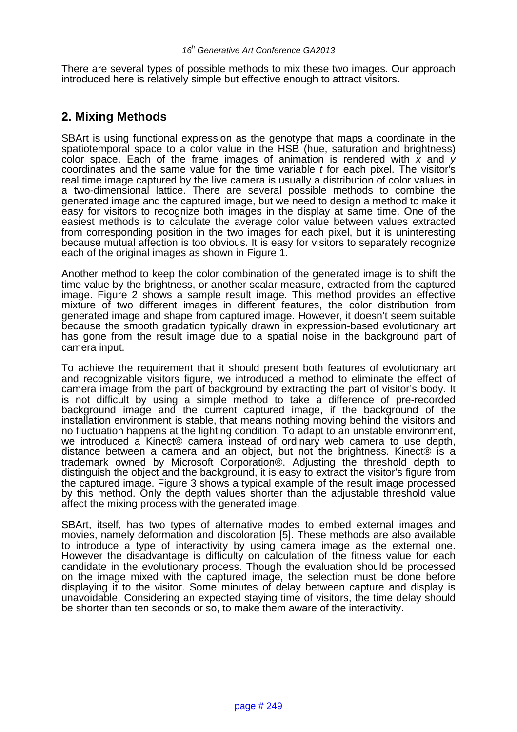There are several types of possible methods to mix these two images. Our approach introduced here is relatively simple but effective enough to attract visitors**.**

## 2. Mixing Methods

SBArt is using functional expression as the genotype that maps a coordinate in the spatiotemporal space to a color value in the HSB (hue, saturation and brightness) color space. Each of the frame images of animation is rendered with $x$ and $y$ coordinates and the same value for the time variable $t$ for each pixel. The visitor's real time image captured by the live camera is usually a distribution of color values in a two-dimensional lattice. There are several possible methods to combine the generated image and the captured image, but we need to design a method to make it easy for visitors to recognize both images in the display at same time. One of the easiest methods is to calculate the average color value between values extracted from corresponding position in the two images for each pixel, but it is uninteresting because mutual affection is too obvious. It is easy for visitors to separately recognize each of the original images as shown in Figure 1.

Another method to keep the color combination of the generated image is to shift the time value by the brightness, or another scalar measure, extracted from the captured image. Figure 2 shows a sample result image. This method provides an effective mixture of two different images in different features, the color distribution from generated image and shape from captured image. However, it doesn't seem suitable because the smooth gradation typically drawn in expression-based evolutionary art has gone from the result image due to a spatial noise in the background part of camera input.

To achieve the requirement that it should present both features of evolutionary art and recognizable visitors figure, we introduced a method to eliminate the effect of camera image from the part of background by extracting the part of visitor's body. It is not difficult by using a simple method to take a difference of pre-recorded background image and the current captured image, if the background of the installation environment is stable, that means nothing moving behind the visitors and no fluctuation happens at the lighting condition. To adapt to an unstable environment, we introduced a Kinect® camera instead of ordinary web camera to use depth, distance between a camera and an object, but not the brightness. Kinect® is a trademark owned by Microsoft Corporation®. Adjusting the threshold depth to distinguish the object and the background, it is easy to extract the visitor's figure from the captured image. Figure 3 shows a typical example of the result image processed by this method. Only the depth values shorter than the adjustable threshold value affect the mixing process with the generated image.

SBArt, itself, has two types of alternative modes to embed external images and movies, namely deformation and discoloration [5]. These methods are also available to introduce a type of interactivity by using camera image as the external one. However the disadvantage is difficulty on calculation of the fitness value for each candidate in the evolutionary process. Though the evaluation should be processed on the image mixed with the captured image, the selection must be done before displaying it to the visitor. Some minutes of delay between capture and display is unavoidable. Considering an expected staying time of visitors, the time delay should be shorter than ten seconds or so, to make them aware of the interactivity.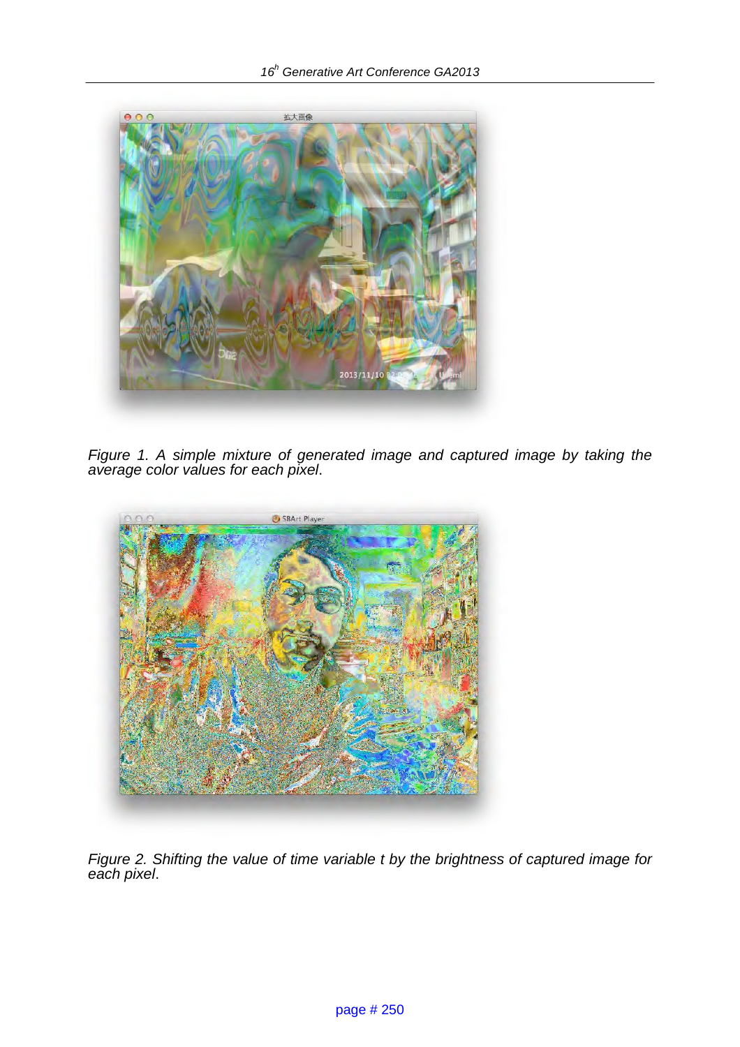*Figure 1. A simple mixture of generated image and captured image by taking the average color values for each pixel.*

*Figure 2. Shifting the value of time variable t by the brightness of captured image for each pixel.*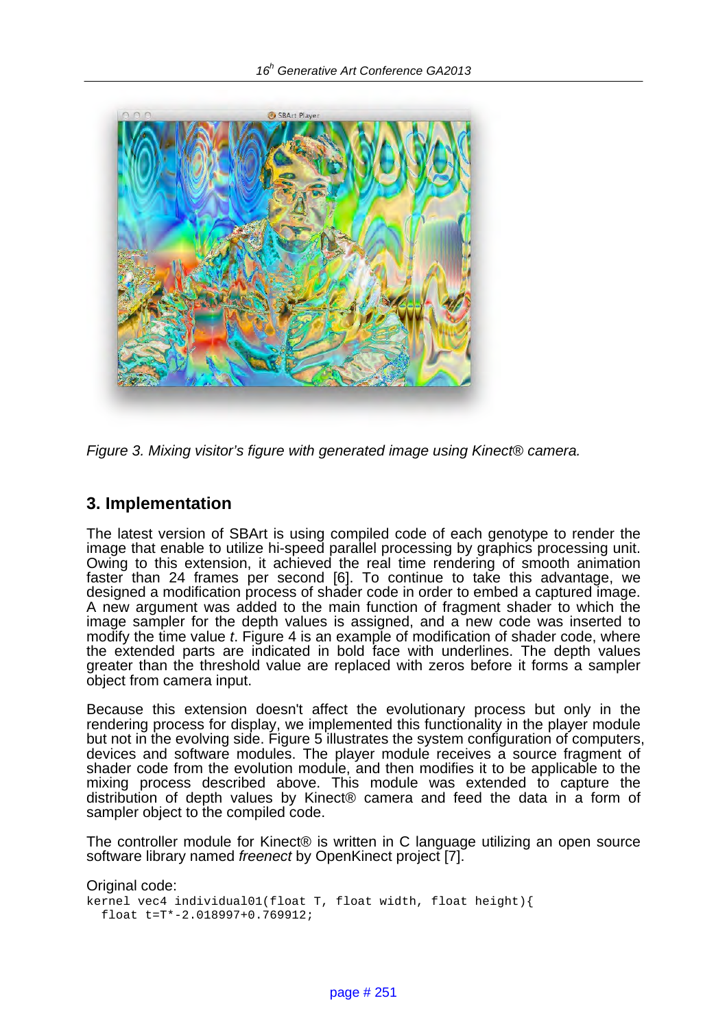Figure 3. Mixing visitor's figure with generated image using Kinect® camera.

## 3. Implementation

The latest version of SBArt is using compiled code of each genotype to render the image that enable to utilize hi-speed parallel processing by graphics processing unit. Owing to this extension, it achieved the real time rendering of smooth animation faster than 24 frames per second [6]. To continue to take this advantage, we designed a modification process of shader code in order to embed a captured image. A new argument was added to the main function of fragment shader to which the image sampler for the depth values is assigned, and a new code was inserted to modify the time value *t*. Figure 4 is an example of modification of shader code, where the extended parts are indicated in bold face with underlines. The depth values greater than the threshold value are replaced with zeros before it forms a sampler object from camera input.

Because this extension doesn't affect the evolutionary process but only in the rendering process for display, we implemented this functionality in the player module but not in the evolving side. Figure 5 illustrates the system configuration of computers, devices and software modules. The player module receives a source fragment of shader code from the evolution module, and then modifies it to be applicable to the mixing process described above. This module was extended to capture the distribution of depth values by Kinect® camera and feed the data in a form of sampler object to the compiled code.

The controller module for Kinect® is written in C language utilizing an open source software library named *freenect* by OpenKinect project [7].

Original code:

```
kernel vec4 individual01(float T, float width, float height){
  float t=T*-2.018997+0.769912;
```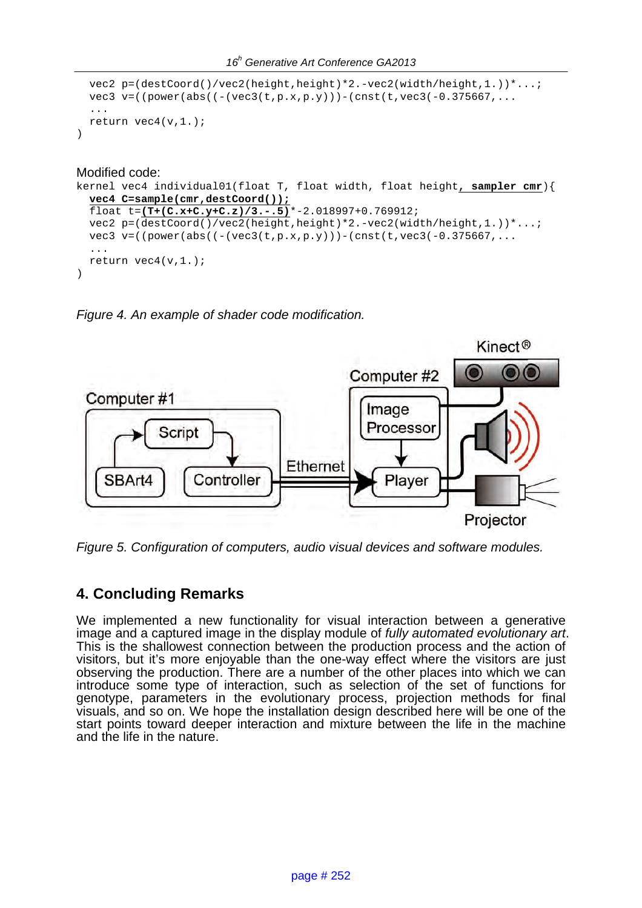```
  vec2 p=(destCoord()/vec2(height,height)*2.-vec2(width/height,1.))*...;
  vec3 v=((power(abs((-(vec3(t,p.x,p.y)))-(cnst(t,vec3(-0.375667,...
  ...
  return vec4(v,1.);
)
```

Modified code:

```
kernel vec4 individual01(float T, float width, float height, sampler cmr){
  vec4 C=sample(cmr,destCoord());
  float t=(T+(C.x+C.y+C.z)/3.-.5)*-2.018997+0.769912;
  vec2 p=(destCoord()/vec2(height,height)*2.-vec2(width/height,1.))*...;
  vec3 v=((power(abs((-(vec3(t,p.x,p.y)))-(cnst(t,vec3(-0.375667,...
  ...
  return vec4(v,1.);
)
```

*Figure 4. An example of shader code modification.*

*Figure 5. Configuration of computers, audio visual devices and software modules.*

## 4. Concluding Remarks

We implemented a new functionality for visual interaction between a generative image and a captured image in the display module of *fully automated evolutionary art*. This is the shallowest connection between the production process and the action of visitors, but it's more enjoyable than the one-way effect where the visitors are just observing the production. There are a number of the other places into which we can introduce some type of interaction, such as selection of the set of functions for genotype, parameters in the evolutionary process, projection methods for final visuals, and so on. We hope the installation design described here will be one of the start points toward deeper interaction and mixture between the life in the machine and the life in the nature.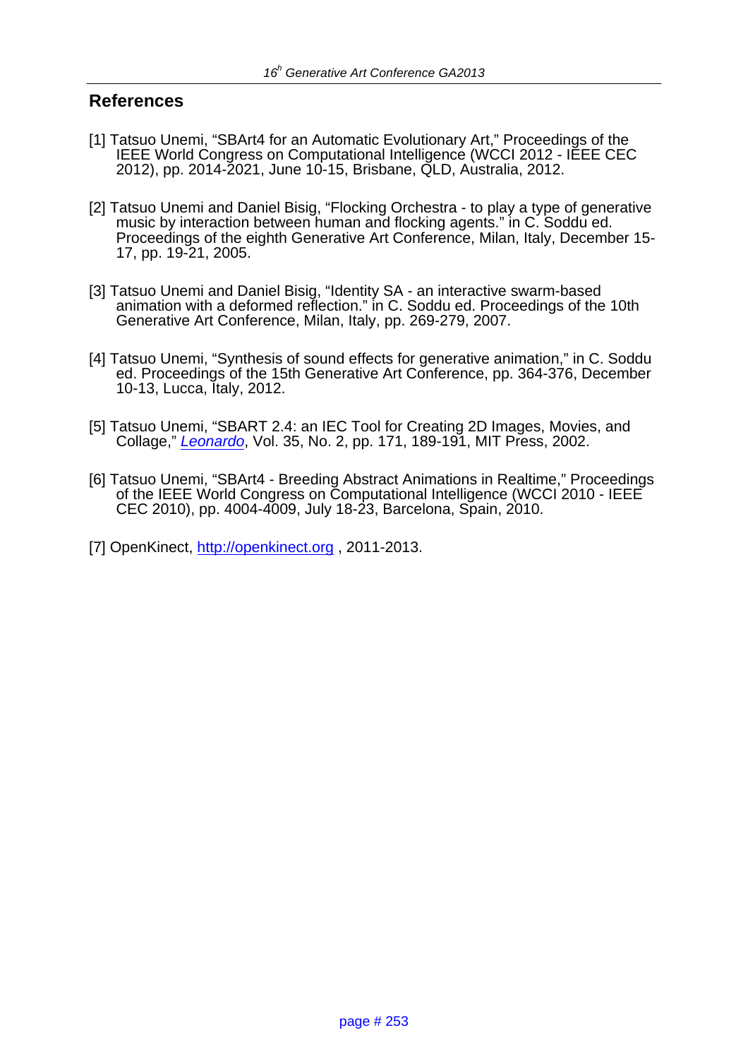## References

[1] Tatsuo Unemi, “SBArt4 for an Automatic Evolutionary Art,” Proceedings of the IEEE World Congress on Computational Intelligence (WCCI 2012 - IEEE CEC 2012), pp. 2014-2021, June 10-15, Brisbane, QLD, Australia, 2012.

[2] Tatsuo Unemi and Daniel Bisig, “Flocking Orchestra - to play a type of generative music by interaction between human and flocking agents.” in C. Soddu ed. Proceedings of the eighth Generative Art Conference, Milan, Italy, December 15-17, pp. 19-21, 2005.

[3] Tatsuo Unemi and Daniel Bisig, “Identity SA - an interactive swarm-based animation with a deformed reflection.” in C. Soddu ed. Proceedings of the 10th Generative Art Conference, Milan, Italy, pp. 269-279, 2007.

[4] Tatsuo Unemi, “Synthesis of sound effects for generative animation,” in C. Soddu ed. Proceedings of the 15th Generative Art Conference, pp. 364-376, December 10-13, Lucca, Italy, 2012.

[5] Tatsuo Unemi, “SBART 2.4: an IEC Tool for Creating 2D Images, Movies, and Collage,” *Leonardo*, Vol. 35, No. 2, pp. 171, 189-191, MIT Press, 2002.

[6] Tatsuo Unemi, “SBArt4 - Breeding Abstract Animations in Realtime,” Proceedings of the IEEE World Congress on Computational Intelligence (WCCI 2010 - IEEE CEC 2010), pp. 4004-4009, July 18-23, Barcelona, Spain, 2010.

[7] OpenKinect, http://openkinect.org , 2011-2013.